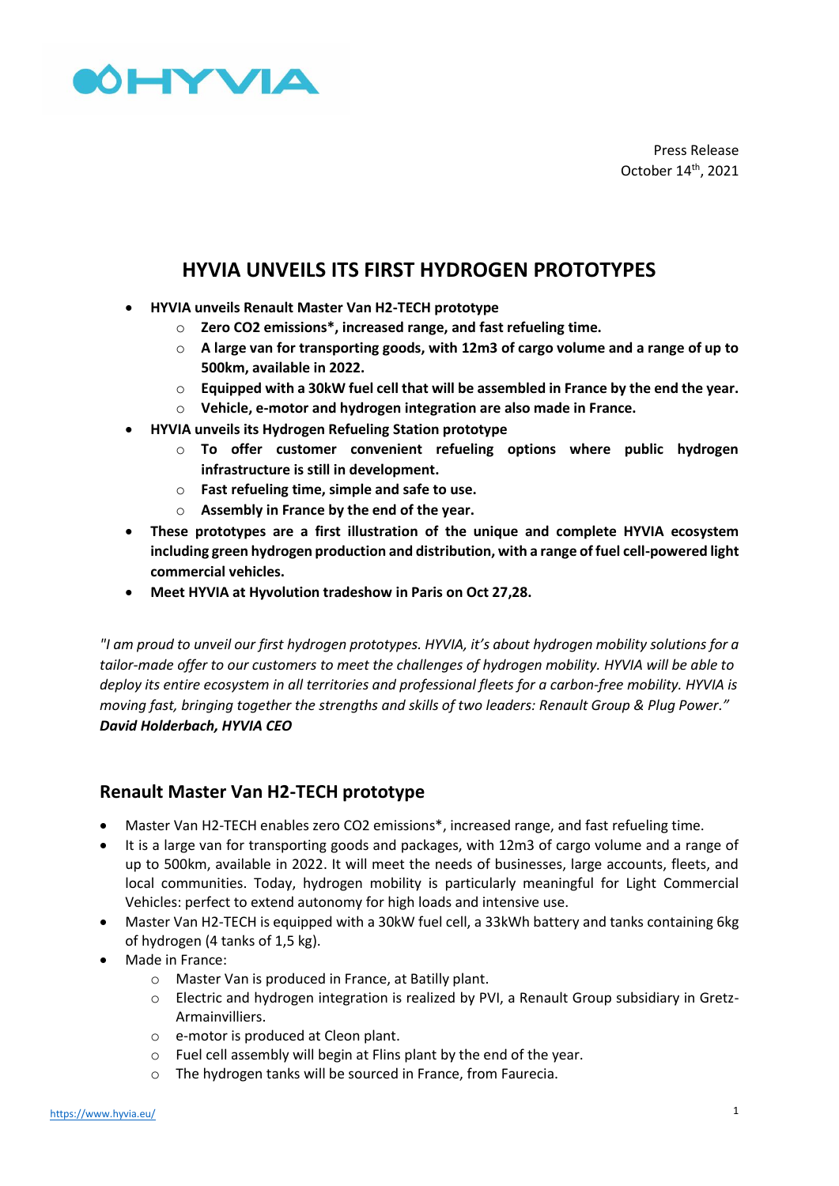Press Release
October 14th, 2021

# HYVIA UNVEILS ITS FIRST HYDROGEN PROTOTYPES

- **HYVIA unveils Renault Master Van H2-TECH prototype**
  - **Zero CO2 emissions*, increased range, and fast refueling time.**
  - **A large van for transporting goods, with 12m3 of cargo volume and a range of up to 500km, available in 2022.**
  - **Equipped with a 30kW fuel cell that will be assembled in France by the end the year.**
  - **Vehicle, e-motor and hydrogen integration are also made in France.**
- **HYVIA unveils its Hydrogen Refueling Station prototype**
  - **To offer customer convenient refueling options where public hydrogen infrastructure is still in development.**
  - **Fast refueling time, simple and safe to use.**
  - **Assembly in France by the end of the year.**
- **These prototypes are a first illustration of the unique and complete HYVIA ecosystem including green hydrogen production and distribution, with a range of fuel cell-powered light commercial vehicles.**
- **Meet HYVIA at Hyvolution tradeshow in Paris on Oct 27,28.**

*"I am proud to unveil our first hydrogen prototypes. HYVIA, it's about hydrogen mobility solutions for a tailor-made offer to our customers to meet the challenges of hydrogen mobility. HYVIA will be able to deploy its entire ecosystem in all territories and professional fleets for a carbon-free mobility. HYVIA is moving fast, bringing together the strengths and skills of two leaders: Renault Group & Plug Power."*
***David Holderbach, HYVIA CEO***

## Renault Master Van H2-TECH prototype

- Master Van H2-TECH enables zero CO2 emissions*, increased range, and fast refueling time.
- It is a large van for transporting goods and packages, with 12m3 of cargo volume and a range of up to 500km, available in 2022. It will meet the needs of businesses, large accounts, fleets, and local communities. Today, hydrogen mobility is particularly meaningful for Light Commercial Vehicles: perfect to extend autonomy for high loads and intensive use.
- Master Van H2-TECH is equipped with a 30kW fuel cell, a 33kWh battery and tanks containing 6kg of hydrogen (4 tanks of 1,5 kg).
- Made in France:
  - Master Van is produced in France, at Batilly plant.
  - Electric and hydrogen integration is realized by PVI, a Renault Group subsidiary in Gretz-Armainvilliers.
  - e-motor is produced at Cleon plant.
  - Fuel cell assembly will begin at Flins plant by the end of the year.
  - The hydrogen tanks will be sourced in France, from Faurecia.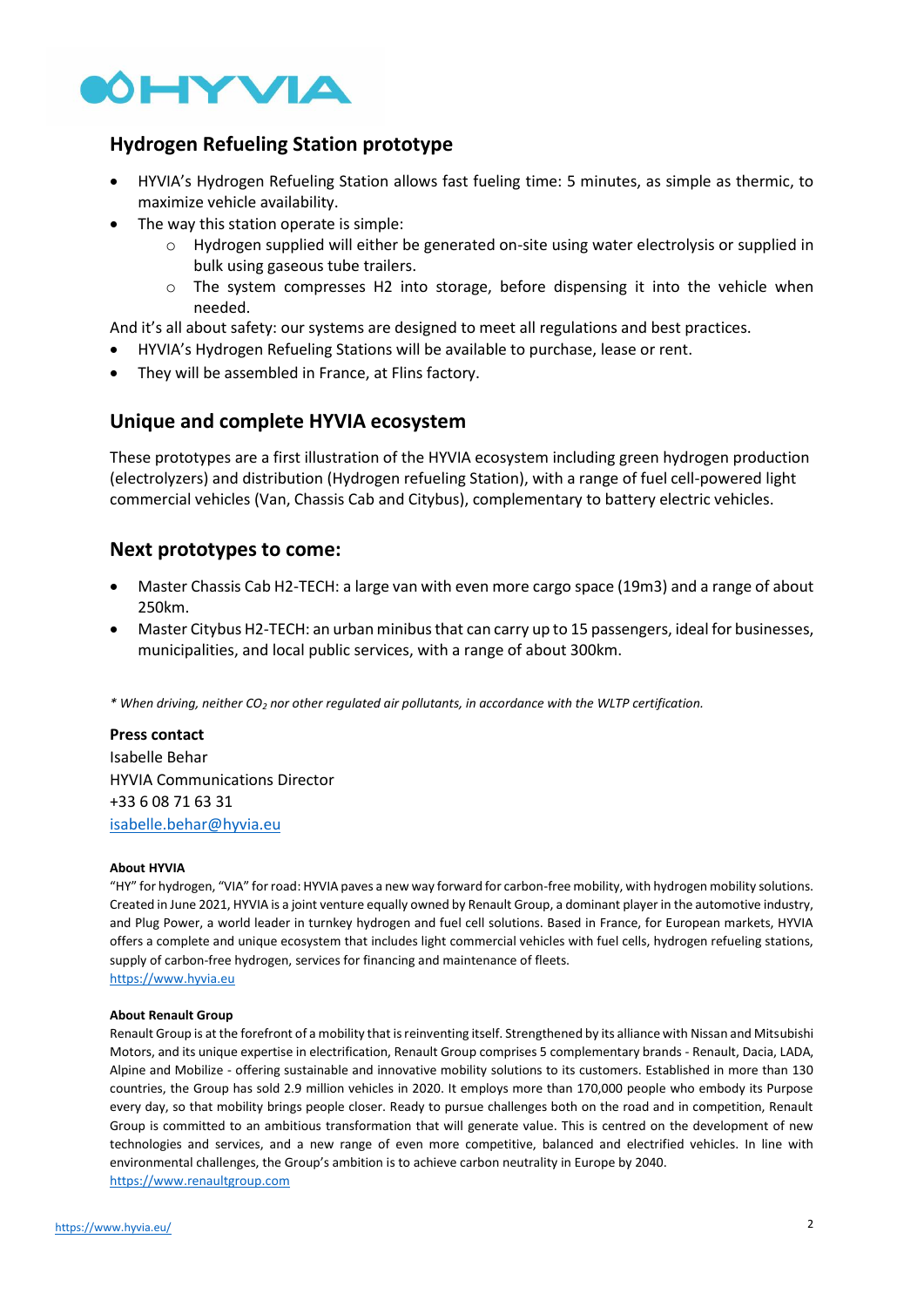## Hydrogen Refueling Station prototype

- HYVIA's Hydrogen Refueling Station allows fast fueling time: 5 minutes, as simple as thermic, to maximize vehicle availability.
- The way this station operate is simple:
  - Hydrogen supplied will either be generated on-site using water electrolysis or supplied in bulk using gaseous tube trailers.
  - The system compresses H2 into storage, before dispensing it into the vehicle when needed.

And it's all about safety: our systems are designed to meet all regulations and best practices.

- HYVIA's Hydrogen Refueling Stations will be available to purchase, lease or rent.
- They will be assembled in France, at Flins factory.

## Unique and complete HYVIA ecosystem

These prototypes are a first illustration of the HYVIA ecosystem including green hydrogen production (electrolyzers) and distribution (Hydrogen refueling Station), with a range of fuel cell-powered light commercial vehicles (Van, Chassis Cab and Citybus), complementary to battery electric vehicles.

## Next prototypes to come:

- Master Chassis Cab H2-TECH: a large van with even more cargo space (19m3) and a range of about 250km.
- Master Citybus H2-TECH: an urban minibus that can carry up to 15 passengers, ideal for businesses, municipalities, and local public services, with a range of about 300km.

*\* When driving, neither $CO_2$ nor other regulated air pollutants, in accordance with the WLTP certification.*

**Press contact**
Isabelle Behar
HYVIA Communications Director
+33 6 08 71 63 31
isabelle.behar@hyvia.eu

**About HYVIA**

"HY" for hydrogen, "VIA" for road: HYVIA paves a new way forward for carbon-free mobility, with hydrogen mobility solutions. Created in June 2021, HYVIA is a joint venture equally owned by Renault Group, a dominant player in the automotive industry, and Plug Power, a world leader in turnkey hydrogen and fuel cell solutions. Based in France, for European markets, HYVIA offers a complete and unique ecosystem that includes light commercial vehicles with fuel cells, hydrogen refueling stations, supply of carbon-free hydrogen, services for financing and maintenance of fleets.
https://www.hyvia.eu

**About Renault Group**

Renault Group is at the forefront of a mobility that is reinventing itself. Strengthened by its alliance with Nissan and Mitsubishi Motors, and its unique expertise in electrification, Renault Group comprises 5 complementary brands - Renault, Dacia, LADA, Alpine and Mobilize - offering sustainable and innovative mobility solutions to its customers. Established in more than 130 countries, the Group has sold 2.9 million vehicles in 2020. It employs more than 170,000 people who embody its Purpose every day, so that mobility brings people closer. Ready to pursue challenges both on the road and in competition, Renault Group is committed to an ambitious transformation that will generate value. This is centred on the development of new technologies and services, and a new range of even more competitive, balanced and electrified vehicles. In line with environmental challenges, the Group's ambition is to achieve carbon neutrality in Europe by 2040.
https://www.renaultgroup.com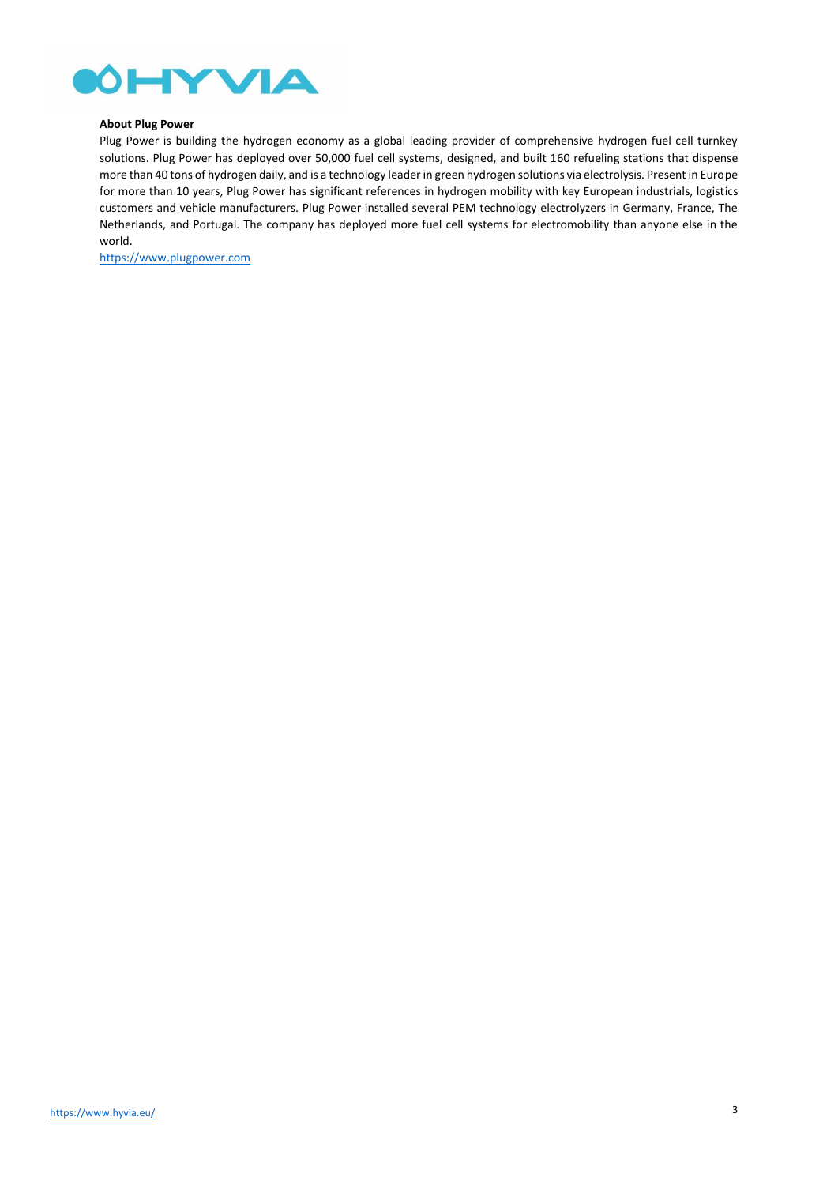**About Plug Power**

Plug Power is building the hydrogen economy as a global leading provider of comprehensive hydrogen fuel cell turnkey solutions. Plug Power has deployed over 50,000 fuel cell systems, designed, and built 160 refueling stations that dispense more than 40 tons of hydrogen daily, and is a technology leader in green hydrogen solutions via electrolysis. Present in Europe for more than 10 years, Plug Power has significant references in hydrogen mobility with key European industrials, logistics customers and vehicle manufacturers. Plug Power installed several PEM technology electrolyzers in Germany, France, The Netherlands, and Portugal. The company has deployed more fuel cell systems for electromobility than anyone else in the world.

https://www.plugpower.com